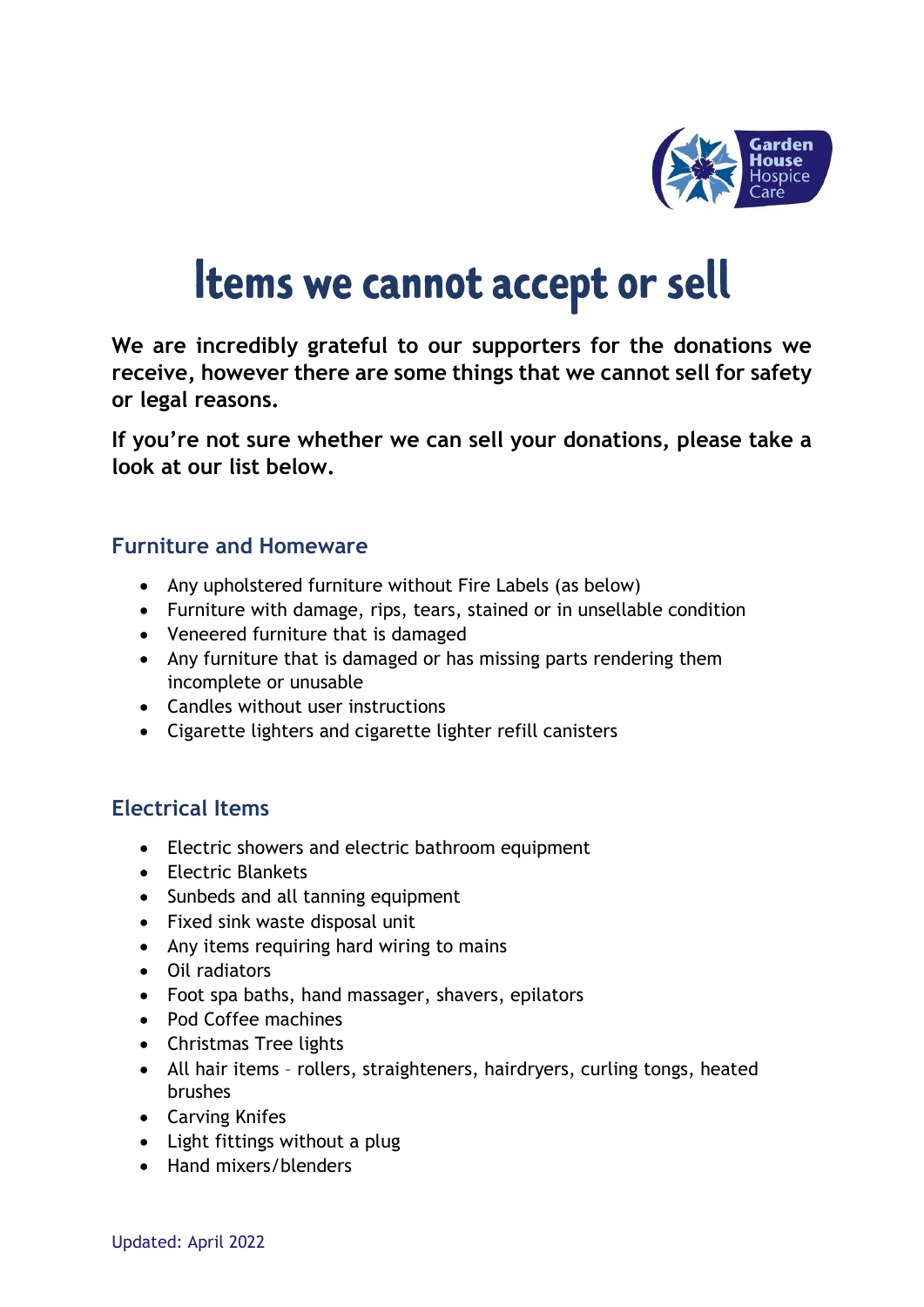# Items we cannot accept or sell

**We are incredibly grateful to our supporters for the donations we receive, however there are some things that we cannot sell for safety or legal reasons.**

**If you're not sure whether we can sell your donations, please take a look at our list below.**

## Furniture and Homeware

- Any upholstered furniture without Fire Labels (as below)
- Furniture with damage, rips, tears, stained or in unsellable condition
- Veneered furniture that is damaged
- Any furniture that is damaged or has missing parts rendering them incomplete or unusable
- Candles without user instructions
- Cigarette lighters and cigarette lighter refill canisters

## Electrical Items

- Electric showers and electric bathroom equipment
- Electric Blankets
- Sunbeds and all tanning equipment
- Fixed sink waste disposal unit
- Any items requiring hard wiring to mains
- Oil radiators
- Foot spa baths, hand massager, shavers, epilators
- Pod Coffee machines
- Christmas Tree lights
- All hair items – rollers, straighteners, hairdryers, curling tongs, heated brushes
- Carving Knifes
- Light fittings without a plug
- Hand mixers/blenders

Updated: April 2022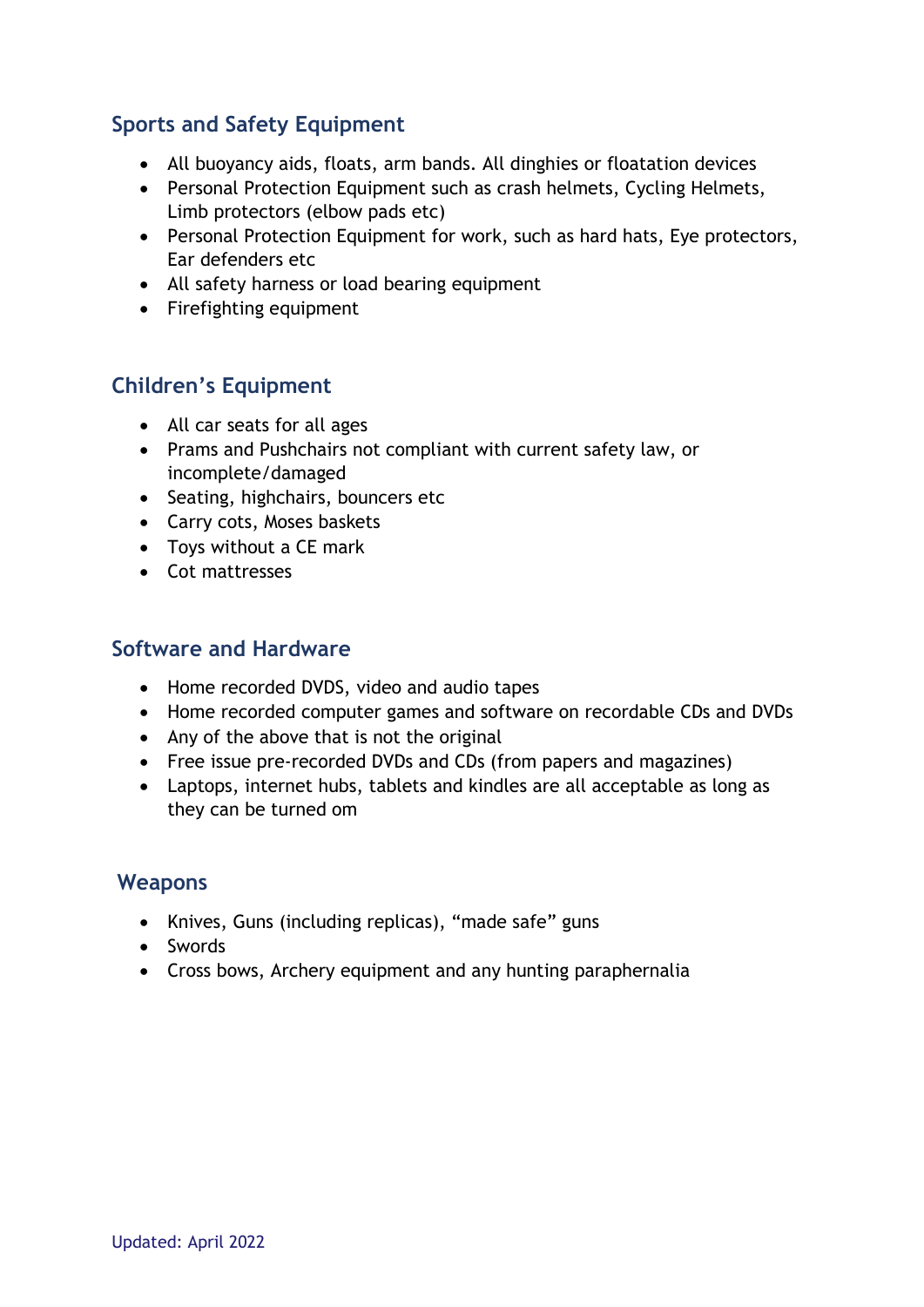## Sports and Safety Equipment

- All buoyancy aids, floats, arm bands. All dinghies or floatation devices
- Personal Protection Equipment such as crash helmets, Cycling Helmets, Limb protectors (elbow pads etc)
- Personal Protection Equipment for work, such as hard hats, Eye protectors, Ear defenders etc
- All safety harness or load bearing equipment
- Firefighting equipment

## Children's Equipment

- All car seats for all ages
- Prams and Pushchairs not compliant with current safety law, or incomplete/damaged
- Seating, highchairs, bouncers etc
- Carry cots, Moses baskets
- Toys without a CE mark
- Cot mattresses

## Software and Hardware

- Home recorded DVDS, video and audio tapes
- Home recorded computer games and software on recordable CDs and DVDs
- Any of the above that is not the original
- Free issue pre-recorded DVDs and CDs (from papers and magazines)
- Laptops, internet hubs, tablets and kindles are all acceptable as long as they can be turned om

## Weapons

- Knives, Guns (including replicas), "made safe" guns
- Swords
- Cross bows, Archery equipment and any hunting paraphernalia

Updated: April 2022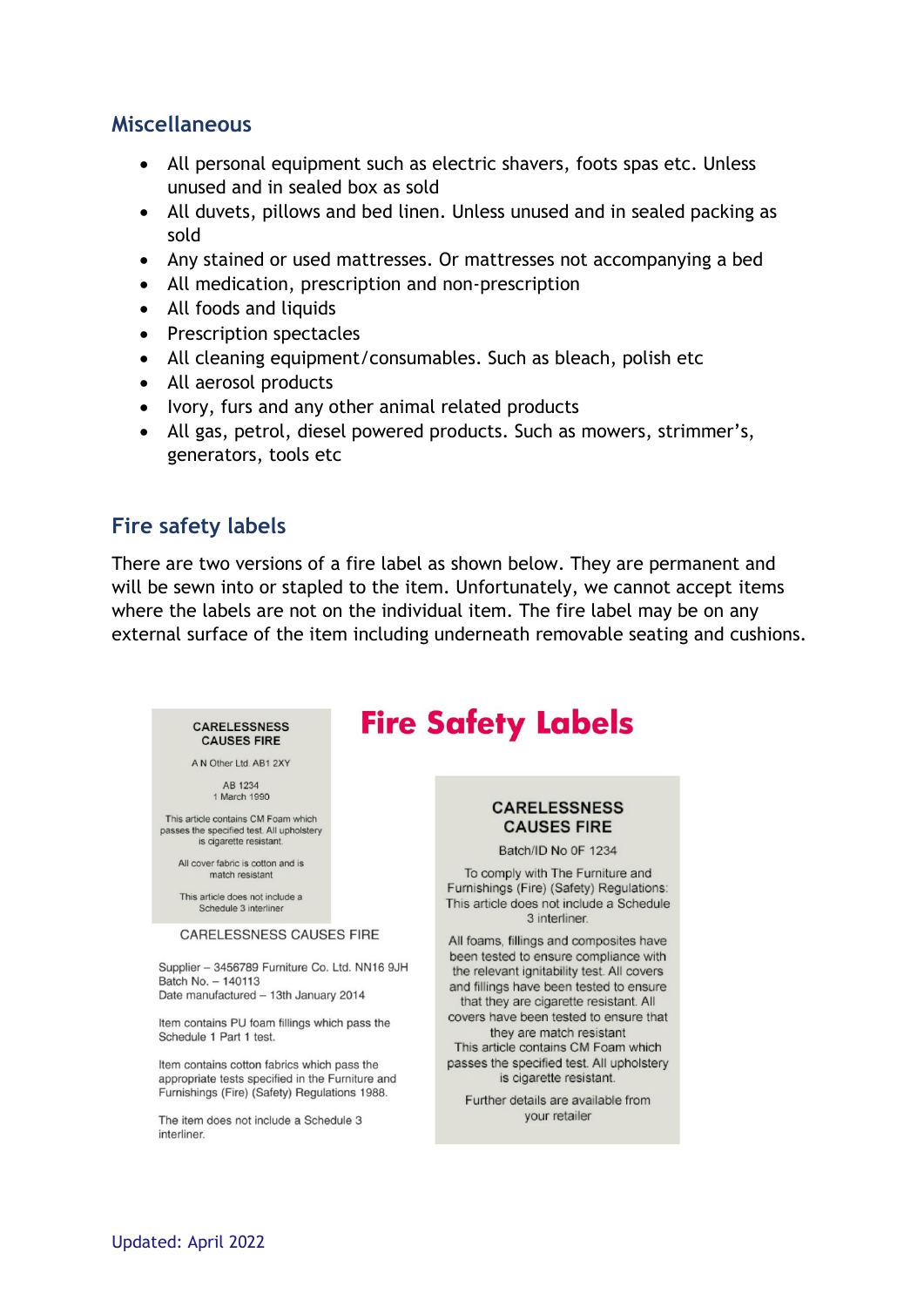## Miscellaneous

- All personal equipment such as electric shavers, foots spas etc. Unless unused and in sealed box as sold
- All duvets, pillows and bed linen. Unless unused and in sealed packing as sold
- Any stained or used mattresses. Or mattresses not accompanying a bed
- All medication, prescription and non-prescription
- All foods and liquids
- Prescription spectacles
- All cleaning equipment/consumables. Such as bleach, polish etc
- All aerosol products
- Ivory, furs and any other animal related products
- All gas, petrol, diesel powered products. Such as mowers, strimmer's, generators, tools etc

## Fire safety labels

There are two versions of a fire label as shown below. They are permanent and will be sewn into or stapled to the item. Unfortunately, we cannot accept items where the labels are not on the individual item. The fire label may be on any external surface of the item including underneath removable seating and cushions.

**Fire Safety Labels**

CARELESSNESS CAUSES FIRE

A N Other Ltd. AB1 2XY

AB 1234
1 March 1990

This article contains CM Foam which passes the specified test. All upholstery is cigarette resistant.

All cover fabric is cotton and is match resistant

This article does not include a Schedule 3 interliner

CARELESSNESS CAUSES FIRE

Supplier – 3456789 Furniture Co. Ltd. NN16 9JH
Batch No. – 140113
Date manufactured – 13th January 2014

Item contains PU foam fillings which pass the Schedule 1 Part 1 test.

Item contains cotton fabrics which pass the appropriate tests specified in the Furniture and Furnishings (Fire) (Safety) Regulations 1988.

The item does not include a Schedule 3 interliner.

CARELESSNESS CAUSES FIRE

Batch/ID No 0F 1234

To comply with The Furniture and Furnishings (Fire) (Safety) Regulations: This article does not include a Schedule 3 interliner.

All foams, fillings and composites have been tested to ensure compliance with the relevant ignitability test. All covers and fillings have been tested to ensure that they are cigarette resistant. All covers have been tested to ensure that they are match resistant
This article contains CM Foam which passes the specified test. All upholstery is cigarette resistant.

Further details are available from your retailer

Updated: April 2022